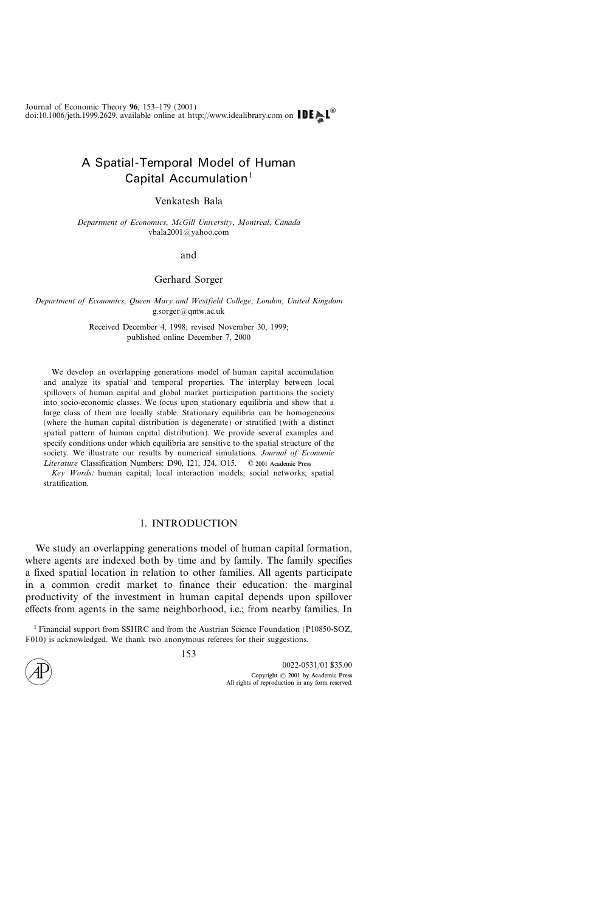# A Spatial-Temporal Model of Human Capital Accumulation[1]

Venkatesh Bala

*Department of Economics, McGill University, Montreal, Canada*
vbala2001@yahoo.com

and

Gerhard Sorger

*Department of Economics, Queen Mary and Westfield College, London, United Kingdom*
g.sorger@qmw.ac.uk

Received December 4, 1998; revised November 30, 1999;
published online December 7, 2000

We develop an overlapping generations model of human capital accumulation and analyze its spatial and temporal properties. The interplay between local spillovers of human capital and global market participation partitions the society into socio-economic classes. We focus upon stationary equilibria and show that a large class of them are locally stable. Stationary equilibria can be homogeneous (where the human capital distribution is degenerate) or stratified (with a distinct spatial pattern of human capital distribution). We provide several examples and specify conditions under which equilibria are sensitive to the spatial structure of the society. We illustrate our results by numerical simulations. *Journal of Economic Literature* Classification Numbers: D90, I21, J24, O15. © 2001 Academic Press

*Key Words:* human capital; local interaction models; social networks; spatial stratification.

## 1. INTRODUCTION

We study an overlapping generations model of human capital formation, where agents are indexed both by time and by family. The family specifies a fixed spatial location in relation to other families. All agents participate in a common credit market to finance their education: the marginal productivity of the investment in human capital depends upon spillover effects from agents in the same neighborhood, i.e.; from nearby families. In

[1] Financial support from SSHRC and from the Austrian Science Foundation (P10850-SOZ, F010) is acknowledged. We thank two anonymous referees for their suggestions.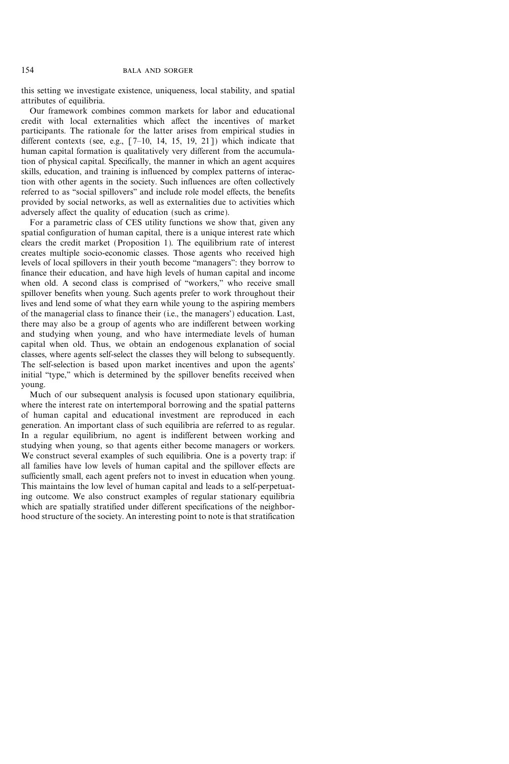this setting we investigate existence, uniqueness, local stability, and spatial attributes of equilibria.

Our framework combines common markets for labor and educational credit with local externalities which affect the incentives of market participants. The rationale for the latter arises from empirical studies in different contexts (see, e.g., [7–10, 14, 15, 19, 21]) which indicate that human capital formation is qualitatively very different from the accumulation of physical capital. Specifically, the manner in which an agent acquires skills, education, and training is influenced by complex patterns of interaction with other agents in the society. Such influences are often collectively referred to as "social spillovers" and include role model effects, the benefits provided by social networks, as well as externalities due to activities which adversely affect the quality of education (such as crime).

For a parametric class of CES utility functions we show that, given any spatial configuration of human capital, there is a unique interest rate which clears the credit market (Proposition 1). The equilibrium rate of interest creates multiple socio-economic classes. Those agents who received high levels of local spillovers in their youth become "managers": they borrow to finance their education, and have high levels of human capital and income when old. A second class is comprised of "workers," who receive small spillover benefits when young. Such agents prefer to work throughout their lives and lend some of what they earn while young to the aspiring members of the managerial class to finance their (i.e., the managers') education. Last, there may also be a group of agents who are indifferent between working and studying when young, and who have intermediate levels of human capital when old. Thus, we obtain an endogenous explanation of social classes, where agents self-select the classes they will belong to subsequently. The self-selection is based upon market incentives and upon the agents' initial "type," which is determined by the spillover benefits received when young.

Much of our subsequent analysis is focused upon stationary equilibria, where the interest rate on intertemporal borrowing and the spatial patterns of human capital and educational investment are reproduced in each generation. An important class of such equilibria are referred to as regular. In a regular equilibrium, no agent is indifferent between working and studying when young, so that agents either become managers or workers. We construct several examples of such equilibria. One is a poverty trap: if all families have low levels of human capital and the spillover effects are sufficiently small, each agent prefers not to invest in education when young. This maintains the low level of human capital and leads to a self-perpetuating outcome. We also construct examples of regular stationary equilibria which are spatially stratified under different specifications of the neighborhood structure of the society. An interesting point to note is that stratification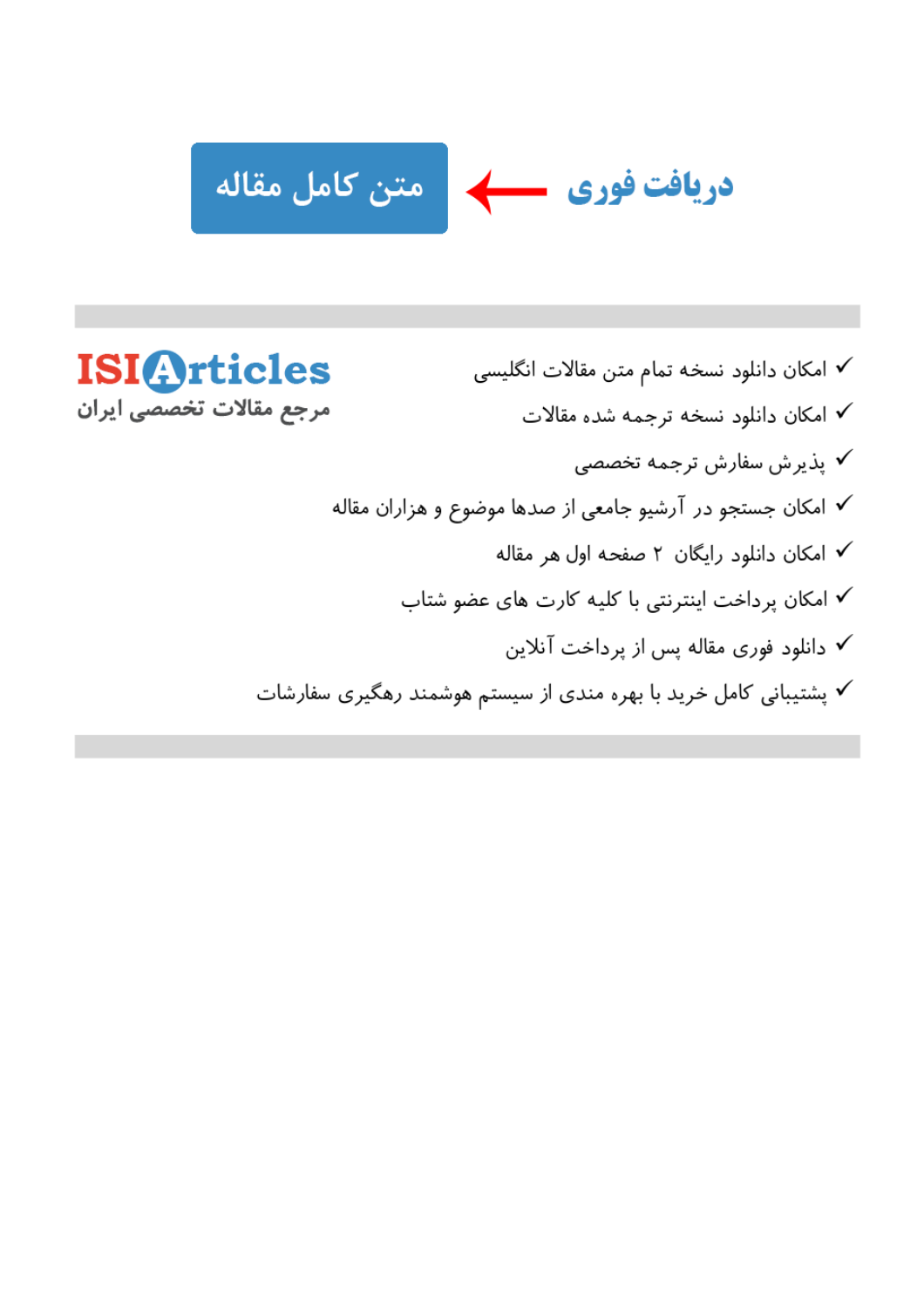دریافت فوری ← متن کامل مقاله

**ISIArticles**
مرجع مقالات تخصصی ایران

- ✓ امکان دانلود نسخه تمام متن مقالات انگلیسی
- ✓ امکان دانلود نسخه ترجمه شده مقالات
- ✓ پذیرش سفارش ترجمه تخصصی
- ✓ امکان جستجو در آرشیو جامعی از صدها موضوع و هزاران مقاله
- ✓ امکان دانلود رایگان ۲ صفحه اول هر مقاله
- ✓ امکان پرداخت اینترنتی با کلیه کارت های عضو شتاب
- ✓ دانلود فوری مقاله پس از پرداخت آنلاین
- ✓ پشتیبانی کامل خرید با بهره مندی از سیستم هوشمند رهگیری سفارشات